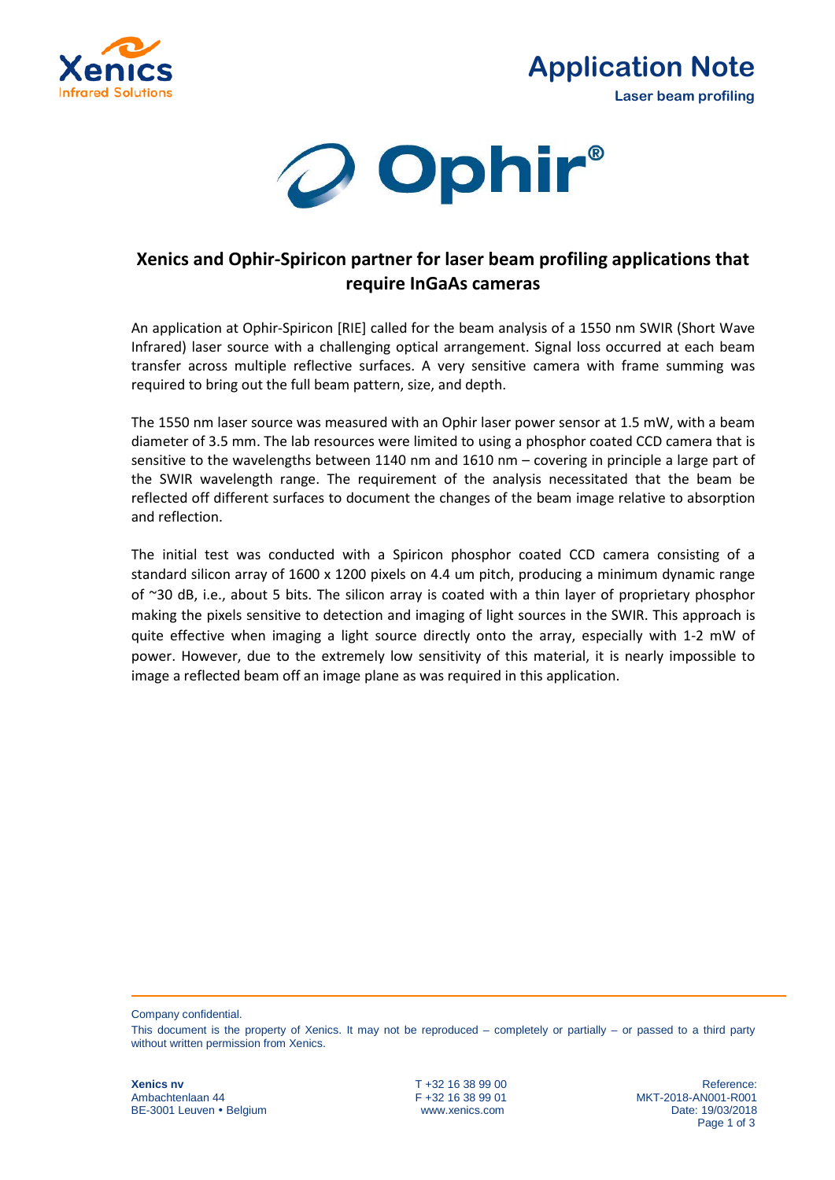# Application Note

**Laser beam profiling**

## Xenics and Ophir-Spiricon partner for laser beam profiling applications that require InGaAs cameras

An application at Ophir-Spiricon [RIE] called for the beam analysis of a 1550 nm SWIR (Short Wave Infrared) laser source with a challenging optical arrangement. Signal loss occurred at each beam transfer across multiple reflective surfaces. A very sensitive camera with frame summing was required to bring out the full beam pattern, size, and depth.

The 1550 nm laser source was measured with an Ophir laser power sensor at 1.5 mW, with a beam diameter of 3.5 mm. The lab resources were limited to using a phosphor coated CCD camera that is sensitive to the wavelengths between 1140 nm and 1610 nm – covering in principle a large part of the SWIR wavelength range. The requirement of the analysis necessitated that the beam be reflected off different surfaces to document the changes of the beam image relative to absorption and reflection.

The initial test was conducted with a Spiricon phosphor coated CCD camera consisting of a standard silicon array of 1600 x 1200 pixels on 4.4 um pitch, producing a minimum dynamic range of ~30 dB, i.e., about 5 bits. The silicon array is coated with a thin layer of proprietary phosphor making the pixels sensitive to detection and imaging of light sources in the SWIR. This approach is quite effective when imaging a light source directly onto the array, especially with 1-2 mW of power. However, due to the extremely low sensitivity of this material, it is nearly impossible to image a reflected beam off an image plane as was required in this application.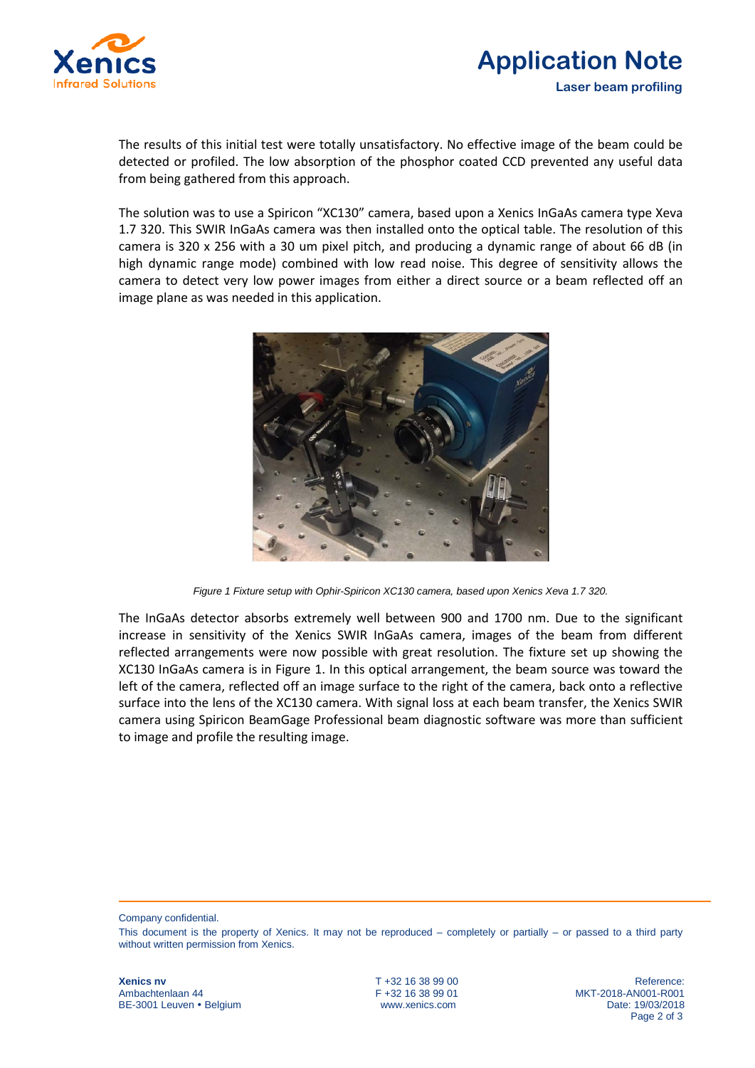The results of this initial test were totally unsatisfactory. No effective image of the beam could be detected or profiled. The low absorption of the phosphor coated CCD prevented any useful data from being gathered from this approach.

The solution was to use a Spiricon "XC130" camera, based upon a Xenics InGaAs camera type Xeva 1.7 320. This SWIR InGaAs camera was then installed onto the optical table. The resolution of this camera is 320 x 256 with a 30 um pixel pitch, and producing a dynamic range of about 66 dB (in high dynamic range mode) combined with low read noise. This degree of sensitivity allows the camera to detect very low power images from either a direct source or a beam reflected off an image plane as was needed in this application.

*Figure 1 Fixture setup with Ophir-Spiricon XC130 camera, based upon Xenics Xeva 1.7 320.*

The InGaAs detector absorbs extremely well between 900 and 1700 nm. Due to the significant increase in sensitivity of the Xenics SWIR InGaAs camera, images of the beam from different reflected arrangements were now possible with great resolution. The fixture set up showing the XC130 InGaAs camera is in Figure 1. In this optical arrangement, the beam source was toward the left of the camera, reflected off an image surface to the right of the camera, back onto a reflective surface into the lens of the XC130 camera. With signal loss at each beam transfer, the Xenics SWIR camera using Spiricon BeamGage Professional beam diagnostic software was more than sufficient to image and profile the resulting image.

Company confidential.
This document is the property of Xenics. It may not be reproduced – completely or partially – or passed to a third party without written permission from Xenics.

**Xenics nv**
Ambachtenlaan 44
BE-3001 Leuven • Belgium

T +32 16 38 99 00
F +32 16 38 99 01
www.xenics.com

Reference:
MKT-2018-AN001-R001
Date: 19/03/2018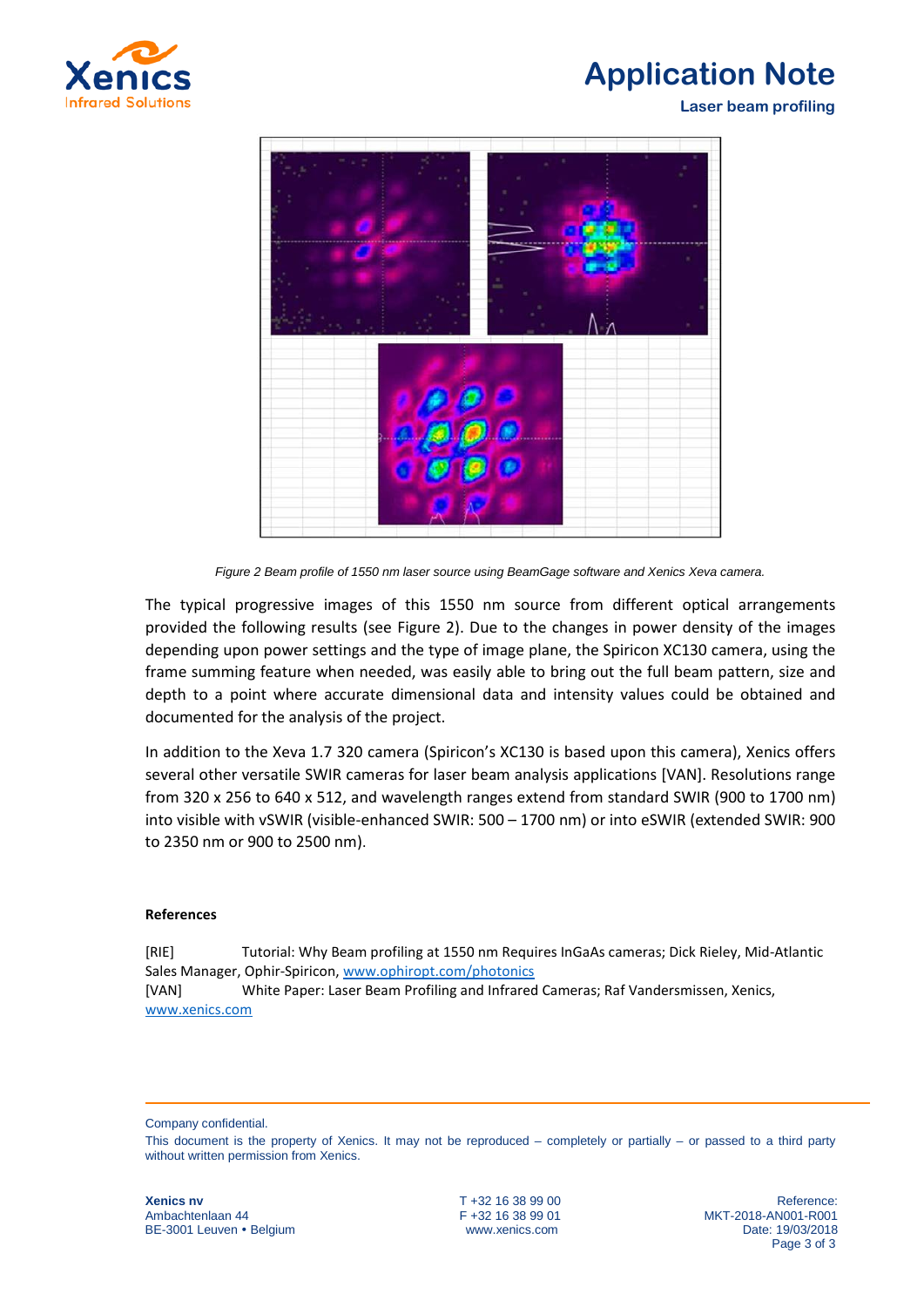*Figure 2 Beam profile of 1550 nm laser source using BeamGage software and Xenics Xeva camera.*

The typical progressive images of this 1550 nm source from different optical arrangements provided the following results (see Figure 2). Due to the changes in power density of the images depending upon power settings and the type of image plane, the Spiricon XC130 camera, using the frame summing feature when needed, was easily able to bring out the full beam pattern, size and depth to a point where accurate dimensional data and intensity values could be obtained and documented for the analysis of the project.

In addition to the Xeva 1.7 320 camera (Spiricon's XC130 is based upon this camera), Xenics offers several other versatile SWIR cameras for laser beam analysis applications [VAN]. Resolutions range from 320 x 256 to 640 x 512, and wavelength ranges extend from standard SWIR (900 to 1700 nm) into visible with vSWIR (visible-enhanced SWIR: 500 – 1700 nm) or into eSWIR (extended SWIR: 900 to 2350 nm or 900 to 2500 nm).

**References**

[RIE] Tutorial: Why Beam profiling at 1550 nm Requires InGaAs cameras; Dick Rieley, Mid-Atlantic Sales Manager, Ophir-Spiricon, www.ophiropt.com/photonics

[VAN] White Paper: Laser Beam Profiling and Infrared Cameras; Raf Vandersmissen, Xenics, www.xenics.com